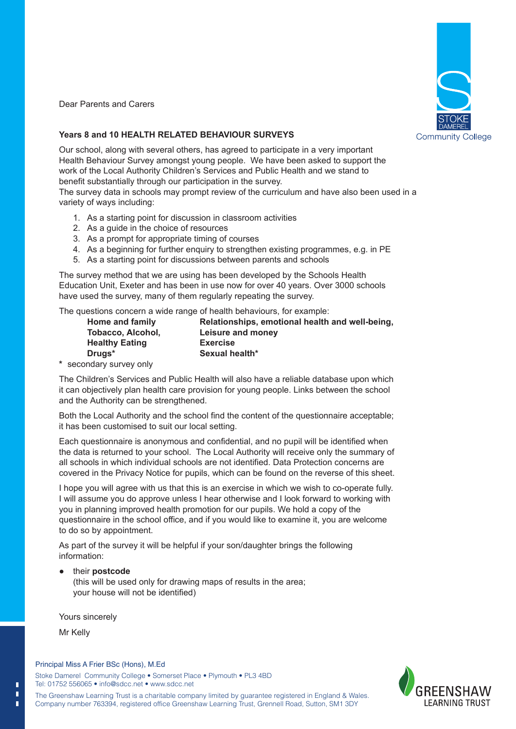Dear Parents and Carers

**Years 8 and 10 HEALTH RELATED BEHAVIOUR SURVEYS**

Our school, along with several others, has agreed to participate in a very important Health Behaviour Survey amongst young people. We have been asked to support the work of the Local Authority Children's Services and Public Health and we stand to benefit substantially through our participation in the survey.
The survey data in schools may prompt review of the curriculum and have also been used in a variety of ways including:

1. As a starting point for discussion in classroom activities
2. As a guide in the choice of resources
3. As a prompt for appropriate timing of courses
4. As a beginning for further enquiry to strengthen existing programmes, e.g. in PE
5. As a starting point for discussions between parents and schools

The survey method that we are using has been developed by the Schools Health Education Unit, Exeter and has been in use now for over 40 years. Over 3000 schools have used the survey, many of them regularly repeating the survey.

The questions concern a wide range of health behaviours, for example:

| | |
|---|---|
| **Home and family** | **Relationships, emotional health and well-being,** |
| **Tobacco, Alcohol,** | **Leisure and money** |
| **Healthy Eating** | **Exercise** |
| **Drugs*** | **Sexual health*** |

**\*** secondary survey only

The Children's Services and Public Health will also have a reliable database upon which it can objectively plan health care provision for young people. Links between the school and the Authority can be strengthened.

Both the Local Authority and the school find the content of the questionnaire acceptable; it has been customised to suit our local setting.

Each questionnaire is anonymous and confidential, and no pupil will be identified when the data is returned to your school. The Local Authority will receive only the summary of all schools in which individual schools are not identified. Data Protection concerns are covered in the Privacy Notice for pupils, which can be found on the reverse of this sheet.

I hope you will agree with us that this is an exercise in which we wish to co-operate fully. I will assume you do approve unless I hear otherwise and I look forward to working with you in planning improved health promotion for our pupils. We hold a copy of the questionnaire in the school office, and if you would like to examine it, you are welcome to do so by appointment.

As part of the survey it will be helpful if your son/daughter brings the following information:

- their **postcode**
  (this will be used only for drawing maps of results in the area; your house will not be identified)

Yours sincerely

Mr Kelly

Principal Miss A Frier BSc (Hons), M.Ed

Stoke Damerel Community College • Somerset Place • Plymouth • PL3 4BD
Tel: 01752 556065 • info@sdcc.net • www.sdcc.net

The Greenshaw Learning Trust is a charitable company limited by guarantee registered in England & Wales. Company number 763394, registered office Greenshaw Learning Trust, Grennell Road, Sutton, SM1 3DY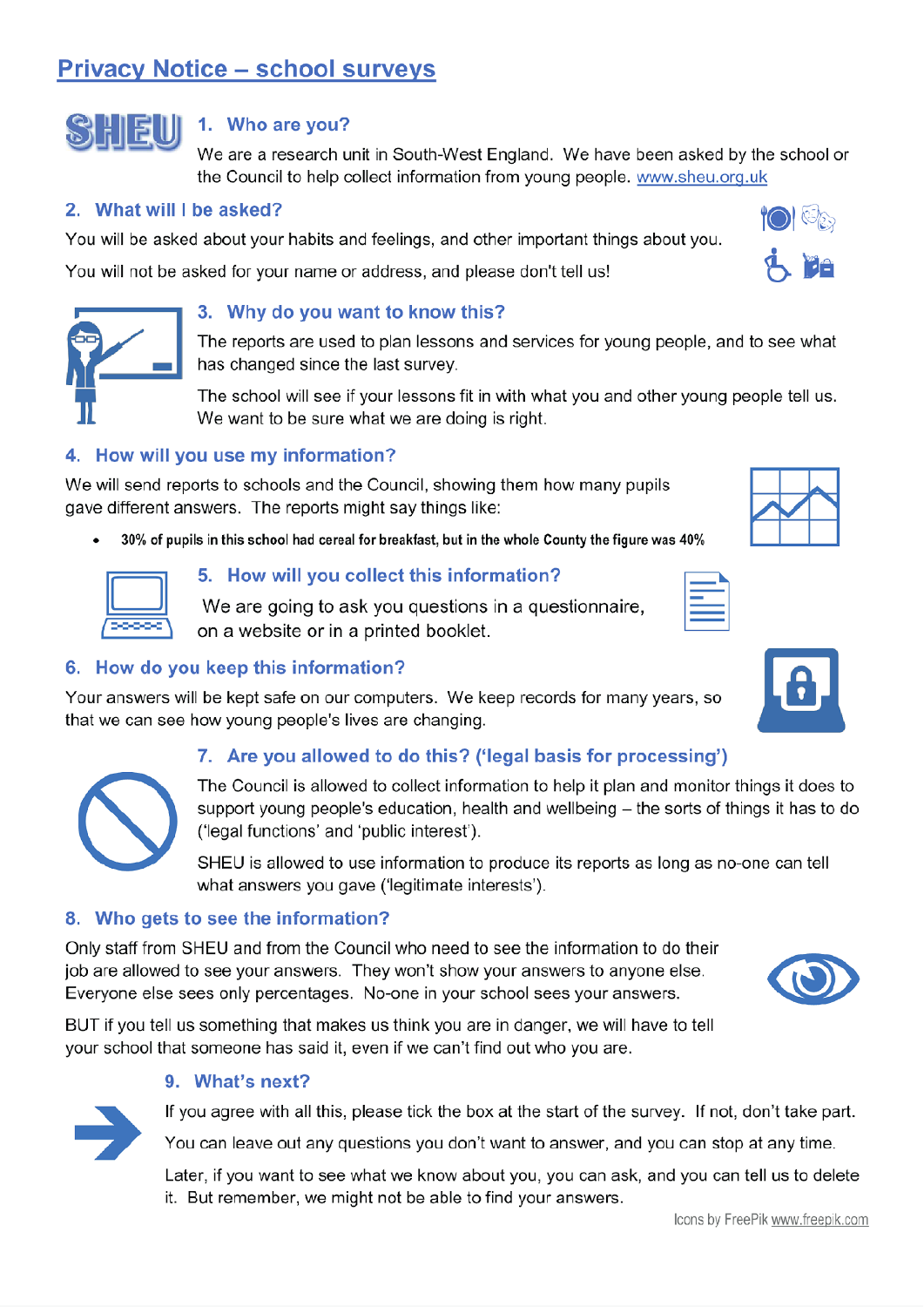# Privacy Notice – school surveys

## 1. Who are you?

We are a research unit in South-West England. We have been asked by the school or the Council to help collect information from young people. www.sheu.org.uk

## 2. What will I be asked?

You will be asked about your habits and feelings, and other important things about you.

You will not be asked for your name or address, and please don't tell us!

## 3. Why do you want to know this?

The reports are used to plan lessons and services for young people, and to see what has changed since the last survey.

The school will see if your lessons fit in with what you and other young people tell us. We want to be sure what we are doing is right.

## 4. How will you use my information?

We will send reports to schools and the Council, showing them how many pupils gave different answers. The reports might say things like:

- 30% of pupils in this school had cereal for breakfast, but in the whole County the figure was 40%

## 5. How will you collect this information?

We are going to ask you questions in a questionnaire, on a website or in a printed booklet.

## 6. How do you keep this information?

Your answers will be kept safe on our computers. We keep records for many years, so that we can see how young people's lives are changing.

## 7. Are you allowed to do this? ('legal basis for processing')

The Council is allowed to collect information to help it plan and monitor things it does to support young people's education, health and wellbeing – the sorts of things it has to do ('legal functions' and 'public interest').

SHEU is allowed to use information to produce its reports as long as no-one can tell what answers you gave ('legitimate interests').

## 8. Who gets to see the information?

Only staff from SHEU and from the Council who need to see the information to do their job are allowed to see your answers. They won't show your answers to anyone else. Everyone else sees only percentages. No-one in your school sees your answers.

BUT if you tell us something that makes us think you are in danger, we will have to tell your school that someone has said it, even if we can't find out who you are.

## 9. What's next?

If you agree with all this, please tick the box at the start of the survey. If not, don't take part.

You can leave out any questions you don't want to answer, and you can stop at any time.

Later, if you want to see what we know about you, you can ask, and you can tell us to delete it. But remember, we might not be able to find your answers.

Icons by FreePik www.freepik.com